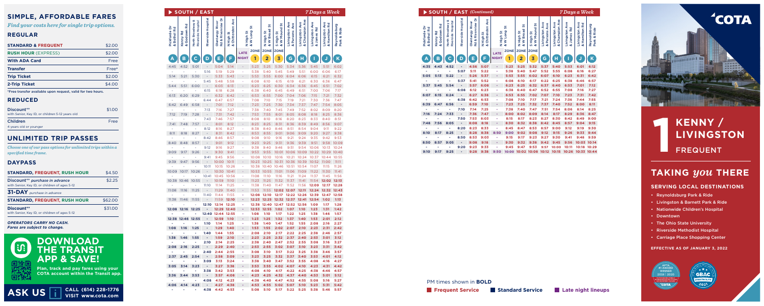## SIMPLE, AFFORDABLE FARES

*Find your costs here for single trip options.*

### REGULAR

| STANDARD & FREQUENT | $2.00 |
|---|---|
| RUSH HOUR (EXPRESS) | $2.00 |
| With ADA Card | Free |
| Transfer | Free* |
| Trip Ticket | $2.00 |
| 2-Trip Ticket | $4.00 |

*Free transfer available upon request, valid for two hours.

### REDUCED

| Discount** with Senior Key, ID for children 5-12 years old | $1.00 |
|---|---|
| Children 4 years old or younger | Free |

## UNLIMITED TRIP PASSES

*Choose one of our pass options for unlimited trips within a specified time frame.*

### DAYPASS

| STANDARD, FREQUENT, RUSH HOUR | $4.50 |
|---|---|
| Discount** *purchase in advance* with Senior Key, ID, or children of ages 5-12 | $2.25 |
| **31-DAY** *purchase in advance* | |
| STANDARD, FREQUENT, RUSH HOUR | $62.00 |
| Discount** with Senior Key, ID, or children of ages 5-12 | $31.00 |

*OPERATORS CARRY NO CASH. Fares are subject to change.*

## DOWNLOAD THE TRANSIT APP & SAVE!

Plan, track and pay fares using your COTA account within the Transit app.

ASK US — CALL (614) 228-1776 VISIT www.cota.com

## ▶ SOUTH / EAST — *7 Days a Week*

| Pickforde Dr & Bethel Rd | Kenny Rd & Godown Rd | North Broadway & Riverside Hospital | Riverside Hospital | Olentangy River Rd & Riverview Dr | N High St & Chittenden Ave | LATE NIGHT | N High St & W Long St | N High St & W Broad St | S High St & W Mound St | Livingston Ave & Parsons Ave | Livingston Ave & Champion Ave | Livingston Ave & James Rd | Livingston Ave & Hamilton Rd | Reynoldsburg Park & Ride |
|---|---|---|---|---|---|---|---|---|---|---|---|---|---|---|
| A | B | C | D | E | F | | ZONE 1 | ZONE 2 | ZONE 3 | G | H | I | J | K |
| 4:45 | 4:52 | 5:01 | • | 5:04 | 5:14 | • | 5:23 | 5:25 | 5:30 | 5:34 | 5:36 | 5:45 | 5:51 | 6:02 |
| • | • | • | 5:16 | 5:19 | 5:29 | • | 5:38 | 5:40 | 5:45 | 5:49 | 5:51 | 6:00 | 6:06 | 6:17 |
| 5:14 | 5:21 | 5:30 | • | 5:33 | 5:43 | • | 5:53 | 5:55 | 6:00 | 6:04 | 6:06 | 6:15 | 6:21 | 6:32 |
| • | • | • | 5:45 | 5:48 | 5:58 | • | 6:08 | 6:10 | 6:15 | 6:19 | 6:21 | 6:30 | 6:36 | 6:47 |
| 5:44 | 5:51 | 6:00 | • | 6:03 | 6:13 | • | 6:23 | 6:25 | 6:30 | 6:34 | 6:36 | 6:45 | 6:51 | 7:02 |
| • | • | • | 6:15 | 6:18 | 6:28 | • | 6:38 | 6:40 | 6:45 | 6:49 | 6:51 | 7:00 | 7:06 | 7:17 |
| 6:13 | 6:20 | 6:29 | • | 6:32 | 6:42 | • | 6:53 | 6:55 | 7:00 | 7:04 | 7:06 | 7:15 | 7:21 | 7:32 |
| • | • | • | 6:44 | 6:47 | 6:57 | • | 7:08 | 7:10 | 7:15 | 7:19 | 7:21 | 7:30 | 7:36 | 7:47 |
| 6:42 | 6:49 | 6:58 | • | 7:01 | 7:12 | • | 7:23 | 7:25 | 7:30 | 7:34 | 7:37 | 7:47 | 7:54 | 8:05 |
| • | • | • | 7:13 | 7:16 | 7:27 | • | 7:38 | 7:40 | 7:45 | 7:49 | 7:52 | 8:02 | 8:09 | 8:20 |
| 7:12 | 7:19 | 7:28 | • | 7:31 | 7:42 | • | 7:53 | 7:55 | 8:01 | 8:05 | 8:08 | 8:18 | 8:25 | 8:36 |
| • | • | • | 7:43 | 7:46 | 7:57 | • | 8:08 | 8:10 | 8:16 | 8:20 | 8:23 | 8:33 | 8:40 | 8:51 |
| 7:41 | 7:48 | 7:57 | • | 8:01 | 8:12 | • | 8:23 | 8:25 | 8:31 | 8:36 | 8:39 | 8:49 | 8:56 | 9:07 |
| • | • | • | 8:12 | 8:16 | 8:27 | • | 8:38 | 8:40 | 8:46 | 8:51 | 8:54 | 9:04 | 9:11 | 9:22 |
| 8:11 | 8:18 | 8:27 | • | 8:31 | 8:42 | • | 8:53 | 8:55 | 9:01 | 9:06 | 9:09 | 9:20 | 9:27 | 9:38 |
| • | • | • | 8:42 | 8:46 | 8:57 | • | 9:08 | 9:10 | 9:16 | 9:21 | 9:24 | 9:35 | 9:42 | 9:53 |
| 8:40 | 8:48 | 8:57 | • | 9:01 | 9:12 | • | 9:23 | 9:25 | 9:31 | 9:36 | 9:39 | 9:51 | 9:58 | 10:09 |
| • | • | • | 9:12 | 9:16 | 9:27 | • | 9:38 | 9:40 | 9:46 | 9:51 | 9:54 | 10:06 | 10:13 | 10:24 |
| 9:09 | 9:17 | 9:26 | • | 9:30 | 9:41 | • | 9:53 | 9:55 | 10:01 | 10:06 | 10:09 | 10:22 | 10:29 | 10:40 |
| • | • | • | 9:41 | 9:45 | 9:56 | • | 10:08 | 10:10 | 10:16 | 10:21 | 10:24 | 10:37 | 10:44 | 10:55 |
| 9:39 | 9:47 | 9:56 | • | 10:00 | 10:11 | • | 10:23 | 10:25 | 10:31 | 10:36 | 10:39 | 10:52 | 11:00 | 11:11 |
| • | • | • | 10:11 | 10:15 | 10:26 | • | 10:38 | 10:40 | 10:46 | 10:51 | 10:54 | 11:07 | 11:15 | 11:26 |
| 10:09 | 10:17 | 10:26 | • | 10:30 | 10:41 | • | 10:53 | 10:55 | 11:01 | 11:06 | 11:09 | 11:22 | 11:30 | 11:41 |
| • | • | • | 10:41 | 10:45 | 10:56 | • | 11:08 | 11:10 | 11:16 | 11:21 | 11:24 | 11:37 | 11:45 | 11:56 |
| 10:38 | 10:46 | 10:55 | • | 10:59 | 11:10 | • | 11:23 | 11:25 | 11:32 | 11:37 | 11:41 | 11:54 | **12:02** | **12:13** |
| • | • | • | 11:10 | 11:14 | 11:25 | • | 11:38 | 11:40 | 11:47 | 11:52 | 11:56 | **12:09** | **12:17** | **12:28** |
| 11:08 | 11:16 | 11:25 | • | 11:29 | 11:40 | • | 11:53 | 11:55 | **12:02** | **12:07** | **12:11** | **12:24** | **12:32** | **12:43** |
| • | • | • | 11:40 | 11:44 | 11:55 | • | **12:08** | **12:10** | **12:17** | **12:22** | **12:26** | **12:39** | **12:47** | **12:58** |
| 11:38 | 11:46 | 11:55 | • | 11:59 | **12:10** | • | **12:23** | **12:25** | **12:32** | **12:37** | **12:41** | **12:54** | **1:02** | **1:13** |
| • | • | • | **12:10** | **12:14** | **12:25** | • | **12:38** | **12:40** | **12:47** | **12:52** | **12:56** | **1:09** | **1:17** | **1:28** |
| **12:08** | **12:16** | **12:25** | • | **12:29** | **12:40** | • | **12:53** | **12:55** | **1:02** | **1:07** | **1:10** | **1:23** | **1:31** | **1:42** |
| • | • | • | **12:40** | **12:44** | **12:55** | • | **1:08** | **1:10** | **1:17** | **1:22** | **1:25** | **1:38** | **1:46** | **1:57** |
| **12:38** | **12:46** | **12:55** | • | **12:59** | **1:10** | • | **1:23** | **1:25** | **1:32** | **1:37** | **1:40** | **1:53** | **2:01** | **2:12** |
| • | • | • | **1:10** | **1:14** | **1:25** | • | **1:38** | **1:40** | **1:47** | **1:52** | **1:55** | **2:08** | **2:16** | **2:27** |
| **1:08** | **1:16** | **1:25** | • | **1:29** | **1:40** | • | **1:53** | **1:55** | **2:02** | **2:07** | **2:10** | **2:23** | **2:31** | **2:42** |
| • | • | • | **1:40** | **1:44** | **1:55** | • | **2:08** | **2:10** | **2:17** | **2:22** | **2:25** | **2:38** | **2:46** | **2:57** |
| **1:38** | **1:46** | **1:55** | • | **1:59** | **2:10** | • | **2:23** | **2:25** | **2:32** | **2:37** | **2:40** | **2:53** | **3:01** | **3:12** |
| • | • | • | **2:10** | **2:14** | **2:25** | • | **2:38** | **2:40** | **2:47** | **2:52** | **2:55** | **3:08** | **3:16** | **3:27** |
| **2:08** | **2:16** | **2:25** | • | **2:29** | **2:40** | • | **2:53** | **2:55** | **3:02** | **3:07** | **3:10** | **3:23** | **3:31** | **3:42** |
| • | • | • | **2:40** | **2:44** | **2:55** | • | **3:08** | **3:10** | **3:17** | **3:22** | **3:25** | **3:38** | **3:46** | **3:57** |
| **2:37** | **2:45** | **2:54** | • | **2:58** | **3:09** | • | **3:23** | **3:25** | **3:32** | **3:37** | **3:40** | **3:53** | **4:01** | **4:12** |
| • | • | • | **3:09** | **3:13** | **3:24** | • | **3:38** | **3:40** | **3:47** | **3:52** | **3:55** | **4:08** | **4:16** | **4:27** |
| **3:05** | **3:14** | **3:23** | • | **3:27** | **3:38** | • | **3:53** | **3:55** | **4:02** | **4:07** | **4:10** | **4:23** | **4:31** | **4:42** |
| • | • | • | **3:38** | **3:42** | **3:53** | • | **4:08** | **4:10** | **4:17** | **4:22** | **4:25** | **4:38** | **4:46** | **4:57** |
| **3:36** | **3:44** | **3:53** | • | **3:57** | **4:08** | • | **4:23** | **4:25** | **4:32** | **4:37** | **4:40** | **4:53** | **5:01** | **5:12** |
| • | • | • | **4:08** | **4:12** | **4:23** | • | **4:38** | **4:40** | **4:47** | **4:52** | **4:55** | **5:08** | **5:16** | **5:27** |
| **4:06** | **4:14** | **4:23** | • | **4:27** | **4:38** | • | **4:53** | **4:55** | **5:02** | **5:07** | **5:10** | **5:23** | **5:31** | **5:42** |
| • | • | • | **4:38** | **4:42** | **4:53** | • | **5:08** | **5:10** | **5:17** | **5:22** | **5:25** | **5:38** | **5:46** | **5:57** |

## ▶ SOUTH / EAST (Continued) — *7 Days a Week*

| Pickforde Dr & Bethel Rd | Kenny Rd & Godown Rd | North Broadway & Riverside Hospital | Riverside Hospital | Olentangy River Rd & Riverview Dr | N High St & Chittenden Ave | LATE NIGHT | N High St & W Long St | N High St & W Broad St | S High St & W Mound St | Livingston Ave & Parsons Ave | Livingston Ave & Champion Ave | Livingston Ave & James Rd | Livingston Ave & Hamilton Rd | Reynoldsburg Park & Ride |
|---|---|---|---|---|---|---|---|---|---|---|---|---|---|---|
| A | B | C | D | E | F | | ZONE 1 | ZONE 2 | ZONE 3 | G | H | I | J | K |
| **4:35** | **4:43** | **4:52** | • | **4:56** | **5:07** | • | **5:23** | **5:25** | **5:32** | **5:37** | **5:40** | **5:53** | **6:01** | **6:12** |
| • | • | • | **5:07** | **5:11** | **5:22** | • | **5:38** | **5:40** | **5:47** | **5:52** | **5:55** | **6:08** | **6:16** | **6:27** |
| **5:05** | **5:13** | **5:22** | • | **5:26** | **5:37** | • | **5:53** | **5:55** | **6:02** | **6:07** | **6:10** | **6:23** | **6:31** | **6:42** |
| • | • | • | **5:37** | **5:41** | **5:52** | • | **6:08** | **6:10** | **6:17** | **6:22** | **6:25** | **6:38** | **6:46** | **6:57** |
| **5:37** | **5:45** | **5:54** | • | **5:57** | **6:08** | • | **6:23** | **6:25** | **6:32** | **6:37** | **6:40** | **6:53** | **7:01** | **7:12** |
| • | • | • | **6:08** | **6:12** | **6:23** | • | **6:38** | **6:40** | **6:47** | **6:52** | **6:55** | **7:08** | **7:16** | **7:27** |
| **6:07** | **6:15** | **6:24** | • | **6:27** | **6:38** | • | **6:53** | **6:55** | **7:02** | **7:07** | **7:10** | **7:23** | **7:31** | **7:42** |
| • | • | • | **6:38** | **6:42** | **6:53** | • | **7:06** | **7:10** | **7:17** | **7:21** | **7:24** | **7:36** | **7:44** | **7:55** |
| **6:39** | **6:47** | **6:56** | • | **6:59** | **7:10** | • | **7:23** | **7:25** | **7:32** | **7:37** | **7:40** | **7:52** | **8:00** | **8:11** |
| • | • | • | **7:10** | **7:14** | **7:25** | • | **7:38** | **7:40** | **7:47** | **7:51** | **7:54** | **8:06** | **8:14** | **8:25** |
| **7:16** | **7:24** | **7:33** | • | **7:36** | **7:47** | • | **8:00** | **8:02** | **8:09** | **8:14** | **8:17** | **8:29** | **8:36** | **8:47** |
| • | • | • | **7:50** | **7:53** | **8:03** | • | **8:15** | **8:17** | **8:23** | **8:27** | **8:30** | **8:42** | **8:49** | **9:00** |
| **7:48** | **7:56** | **8:05** | • | **8:08** | **8:18** | • | **8:30** | **8:32** | **8:38** | **8:42** | **8:45** | **8:57** | **9:04** | **9:15** |
| • | • | • | **8:20** | **8:23** | **8:33** | • | **8:45** | **8:47** | **8:53** | **8:57** | **9:00** | **9:12** | **9:19** | **9:30** |
| **8:10** | **8:17** | **8:25** | • | **8:28** | **8:38** | **8:50** | **9:00** | **9:02** | **9:08** | **9:12** | **9:15** | **9:26** | **9:33** | **9:44** |
| • | • | • | **8:50** | **8:53** | **9:03** | • | **9:15** | **9:17** | **9:23** | **9:27** | **9:30** | **9:41** | **9:48** | **9:59** |
| **8:50** | **8:57** | **9:05** | • | **9:08** | **9:18** | • | **9:30** | **9:32** | **9:38** | **9:42** | **9:45** | **9:56** | **10:03** | **10:14** |
| • | • | • | **9:20** | **9:23** | **9:33** | • | **9:45** | **9:47** | **9:53** | **9:57** | **10:00** | **10:11** | **10:18** | **10:29** |
| **9:10** | **9:17** | **9:25** | • | **9:28** | **9:38** | **9:50** | **10:00** | **10:02** | **10:08** | **10:12** | **10:15** | **10:26** | **10:33** | **10:44** |

PM times shown in **BOLD**

Frequent Service | Standard Service | Late night lineups

# COTA

# 1 KENNY / LIVINGSTON

FREQUENT

## TAKING *you* THERE

### SERVING LOCAL DESTINATIONS

- Reynoldsburg Park & Ride
- Livingston & Barnett Park & Ride
- Nationwide Children's Hospital
- Downtown
- The Ohio State University
- Riverside Methodist Hospital
- Carriage Place Shopping Center

**EFFECTIVE AS OF JANUARY 3, 2022**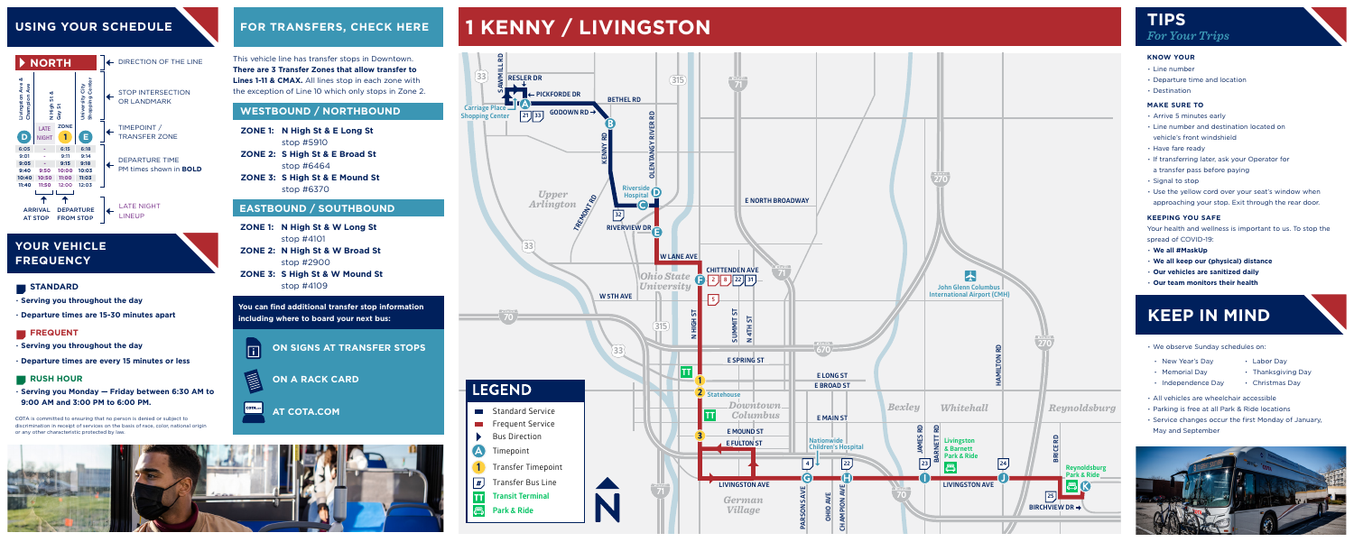# USING YOUR SCHEDULE

**NORTH** ← DIRECTION OF THE LINE

← STOP INTERSECTION OR LANDMARK

← TIMEPOINT / TRANSFER ZONE

← DEPARTURE TIME PM times shown in **BOLD**

← LATE NIGHT LINEUP

| Livingston Ave & Champion Ave | | N High St & Gay St | University City Shopping Center |
|---|---|---|---|
| D | LATE NIGHT | ZONE 1 | E |
| 6:05 | - | 6:15 | 6:18 |
| 9:01 | - | 9:11 | 9:14 |
| 9:05 | - | 9:15 | 9:18 |
| 9:40 | 9:50 | 10:00 | 10:03 |
| 10:40 | 10:50 | 11:00 | 11:03 |
| 11:40 | 11:50 | 12:00 | 12:03 |

ARRIVAL AT STOP — DEPARTURE FROM STOP

# YOUR VEHICLE FREQUENCY

### STANDARD

- Serving you throughout the day
- Departure times are 15-30 minutes apart

### FREQUENT

- Serving you throughout the day
- Departure times are every 15 minutes or less

### RUSH HOUR

- Serving you Monday — Friday between 6:30 AM to 9:00 AM and 3:00 PM to 6:00 PM.

COTA is committed to ensuring that no person is denied or subject to discrimination in receipt of services on the basis of race, color, national origin or any other characteristic protected by law.

# FOR TRANSFERS, CHECK HERE

This vehicle line has transfer stops in Downtown. **There are 3 Transfer Zones that allow transfer to Lines 1-11 & CMAX.** All lines stop in each zone with the exception of Line 10 which only stops in Zone 2.

## WESTBOUND / NORTHBOUND

**ZONE 1: N High St & E Long St**
stop #5910

**ZONE 2: S High St & E Broad St**
stop #6464

**ZONE 3: S High St & E Mound St**
stop #6370

## EASTBOUND / SOUTHBOUND

**ZONE 1: N High St & W Long St**
stop #4101

**ZONE 2: N High St & W Broad St**
stop #2900

**ZONE 3: S High St & W Mound St**
stop #4109

**You can find additional transfer stop information including where to board your next bus:**

**ON SIGNS AT TRANSFER STOPS**

**ON A RACK CARD**

**AT COTA.COM**

# 1 KENNY / LIVINGSTON

## LEGEND

- Standard Service
- Frequent Service
- Bus Direction
- A Timepoint
- 1 Transfer Timepoint
- # Transfer Bus Line
- TT Transit Terminal
- Park & Ride

# TIPS
*For Your Trips*

### KNOW YOUR

- Line number
- Departure time and location
- Destination

### MAKE SURE TO

- Arrive 5 minutes early
- Line number and destination located on vehicle's front windshield
- Have fare ready
- If transferring later, ask your Operator for a transfer pass before paying
- Signal to stop
- Use the yellow cord over your seat's window when approaching your stop. Exit through the rear door.

### KEEPING YOU SAFE

Your health and wellness is important to us. To stop the spread of COVID-19:

- **We all #MaskUp**
- **We all keep our (physical) distance**
- **Our vehicles are sanitized daily**
- **Our team monitors their health**

# KEEP IN MIND

- We observe Sunday schedules on:
  - New Year's Day
  - Memorial Day
  - Independence Day
  - Labor Day
  - Thanksgiving Day
  - Christmas Day
- All vehicles are wheelchair accessible
- Parking is free at all Park & Ride locations
- Service changes occur the first Monday of January, May and September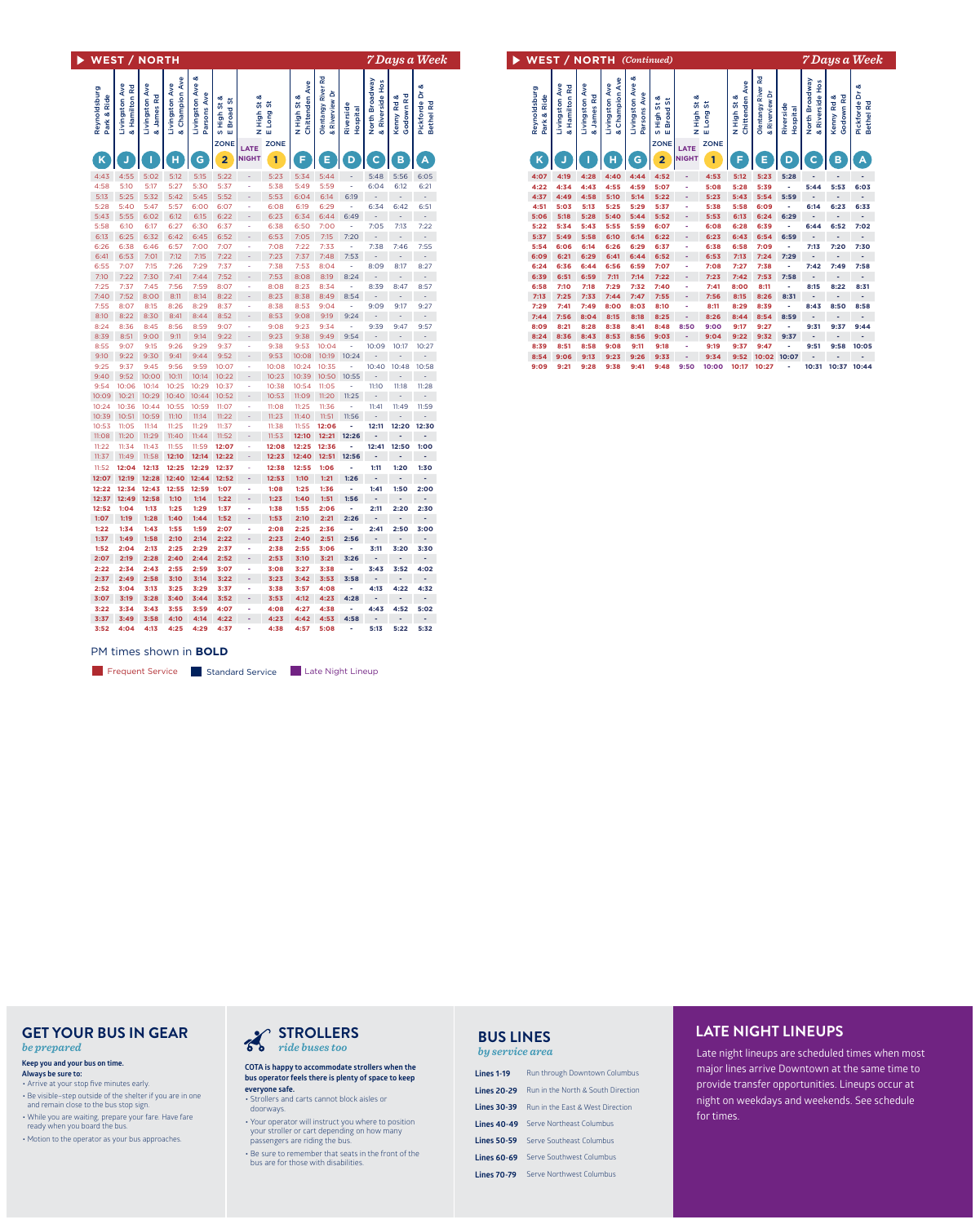## ▶ WEST / NORTH — *7 Days a Week*

| K<br>Reynoldsburg Park & Ride | J<br>Livingston Ave & Hamilton Rd | I<br>Livingston Ave & James Rd | H<br>Livingston Ave & Champion Ave | G<br>Livingston Ave & Parsons Ave | 2 (ZONE)<br>S High St & E Broad St | LATE NIGHT | 1 (ZONE)<br>N High St & E Long St | F<br>N High St & Chittenden Ave | E<br>Olentangy River Rd & Riverview Dr | D<br>Riverside Hospital | C<br>North Broadway & Riverside Hos | B<br>Kenny Rd & Godown Rd | A<br>Pickforde Dr & Bethel Rd |
|---|---|---|---|---|---|---|---|---|---|---|---|---|---|
| 4:43 | 4:55 | 5:02 | 5:12 | 5:15 | 5:22 | - | 5:23 | 5:34 | 5:44 | - | 5:48 | 5:56 | 6:05 |
| 4:58 | 5:10 | 5:17 | 5:27 | 5:30 | 5:37 | - | 5:38 | 5:49 | 5:59 | - | 6:04 | 6:12 | 6:21 |
| 5:13 | 5:25 | 5:32 | 5:42 | 5:45 | 5:52 | - | 5:53 | 6:04 | 6:14 | 6:19 | - | - | - |
| 5:28 | 5:40 | 5:47 | 5:57 | 6:00 | 6:07 | - | 6:08 | 6:19 | 6:29 | - | 6:34 | 6:42 | 6:51 |
| 5:43 | 5:55 | 6:02 | 6:12 | 6:15 | 6:22 | - | 6:23 | 6:34 | 6:44 | 6:49 | - | - | - |
| 5:58 | 6:10 | 6:17 | 6:27 | 6:30 | 6:37 | - | 6:38 | 6:50 | 7:00 | - | 7:05 | 7:13 | 7:22 |
| 6:13 | 6:25 | 6:32 | 6:42 | 6:45 | 6:52 | - | 6:53 | 7:05 | 7:15 | 7:20 | - | - | - |
| 6:26 | 6:38 | 6:46 | 6:57 | 7:00 | 7:07 | - | 7:08 | 7:22 | 7:33 | - | 7:38 | 7:46 | 7:55 |
| 6:41 | 6:53 | 7:01 | 7:12 | 7:15 | 7:22 | - | 7:23 | 7:37 | 7:48 | 7:53 | - | - | - |
| 6:55 | 7:07 | 7:15 | 7:26 | 7:29 | 7:37 | - | 7:38 | 7:53 | 8:04 | - | 8:09 | 8:17 | 8:27 |
| 7:10 | 7:22 | 7:30 | 7:41 | 7:44 | 7:52 | - | 7:53 | 8:08 | 8:19 | 8:24 | - | - | - |
| 7:25 | 7:37 | 7:45 | 7:56 | 7:59 | 8:07 | - | 8:08 | 8:23 | 8:34 | - | 8:39 | 8:47 | 8:57 |
| 7:40 | 7:52 | 8:00 | 8:11 | 8:14 | 8:22 | - | 8:23 | 8:38 | 8:49 | 8:54 | - | - | - |
| 7:55 | 8:07 | 8:15 | 8:26 | 8:29 | 8:37 | - | 8:38 | 8:53 | 9:04 | - | 9:09 | 9:17 | 9:27 |
| 8:10 | 8:22 | 8:30 | 8:41 | 8:44 | 8:52 | - | 8:53 | 9:08 | 9:19 | 9:24 | - | - | - |
| 8:24 | 8:36 | 8:45 | 8:56 | 8:59 | 9:07 | - | 9:08 | 9:23 | 9:34 | - | 9:39 | 9:47 | 9:57 |
| 8:39 | 8:51 | 9:00 | 9:11 | 9:14 | 9:22 | - | 9:23 | 9:38 | 9:49 | 9:54 | - | - | - |
| 8:55 | 9:07 | 9:15 | 9:26 | 9:29 | 9:37 | - | 9:38 | 9:53 | 10:04 | - | 10:09 | 10:17 | 10:27 |
| 9:10 | 9:22 | 9:30 | 9:41 | 9:44 | 9:52 | - | 9:53 | 10:08 | 10:19 | 10:24 | - | - | - |
| 9:25 | 9:37 | 9:45 | 9:56 | 9:59 | 10:07 | - | 10:08 | 10:24 | 10:35 | - | 10:40 | 10:48 | 10:58 |
| 9:40 | 9:52 | 10:00 | 10:11 | 10:14 | 10:22 | - | 10:23 | 10:39 | 10:50 | 10:55 | - | - | - |
| 9:54 | 10:06 | 10:14 | 10:25 | 10:29 | 10:37 | - | 10:38 | 10:54 | 11:05 | - | 11:10 | 11:18 | 11:28 |
| 10:09 | 10:21 | 10:29 | 10:40 | 10:44 | 10:52 | - | 10:53 | 11:09 | 11:20 | 11:25 | - | - | - |
| 10:24 | 10:36 | 10:44 | 10:55 | 10:59 | 11:07 | - | 11:08 | 11:25 | 11:36 | - | 11:41 | 11:49 | 11:59 |
| 10:39 | 10:51 | 10:59 | 11:10 | 11:14 | 11:22 | - | 11:23 | 11:40 | 11:51 | 11:56 | - | - | - |
| 10:53 | 11:05 | 11:14 | 11:25 | 11:29 | 11:37 | - | 11:38 | 11:55 | **12:06** | - | **12:11** | **12:20** | **12:30** |
| 11:08 | 11:20 | 11:29 | 11:40 | 11:44 | 11:52 | - | 11:53 | **12:10** | **12:21** | **12:26** | - | - | - |
| 11:22 | 11:34 | 11:43 | 11:55 | 11:59 | **12:07** | - | **12:08** | **12:25** | **12:36** | - | **12:41** | **12:50** | **1:00** |
| 11:37 | 11:49 | 11:58 | **12:10** | **12:14** | **12:22** | - | **12:23** | **12:40** | **12:51** | **12:56** | - | - | - |
| 11:52 | **12:04** | **12:13** | **12:25** | **12:29** | **12:37** | - | **12:38** | **12:55** | **1:06** | - | **1:11** | **1:20** | **1:30** |
| **12:07** | **12:19** | **12:28** | **12:40** | **12:44** | **12:52** | - | **12:53** | **1:10** | **1:21** | **1:26** | - | - | - |
| **12:22** | **12:34** | **12:43** | **12:55** | **12:59** | **1:07** | - | **1:08** | **1:25** | **1:36** | - | **1:41** | **1:50** | **2:00** |
| **12:37** | **12:49** | **12:58** | **1:10** | **1:14** | **1:22** | - | **1:23** | **1:40** | **1:51** | **1:56** | - | - | - |
| **12:52** | **1:04** | **1:13** | **1:25** | **1:29** | **1:37** | - | **1:38** | **1:55** | **2:06** | - | **2:11** | **2:20** | **2:30** |
| **1:07** | **1:19** | **1:28** | **1:40** | **1:44** | **1:52** | - | **1:53** | **2:10** | **2:21** | **2:26** | - | - | - |
| **1:22** | **1:34** | **1:43** | **1:55** | **1:59** | **2:07** | - | **2:08** | **2:25** | **2:36** | - | **2:41** | **2:50** | **3:00** |
| **1:37** | **1:49** | **1:58** | **2:10** | **2:14** | **2:22** | - | **2:23** | **2:40** | **2:51** | **2:56** | - | - | - |
| **1:52** | **2:04** | **2:13** | **2:25** | **2:29** | **2:37** | - | **2:38** | **2:55** | **3:06** | - | **3:11** | **3:20** | **3:30** |
| **2:07** | **2:19** | **2:28** | **2:40** | **2:44** | **2:52** | - | **2:53** | **3:10** | **3:21** | **3:26** | - | - | - |
| **2:22** | **2:34** | **2:43** | **2:55** | **2:59** | **3:07** | - | **3:08** | **3:27** | **3:38** | - | **3:43** | **3:52** | **4:02** |
| **2:37** | **2:49** | **2:58** | **3:10** | **3:14** | **3:22** | - | **3:23** | **3:42** | **3:53** | **3:58** | - | - | - |
| **2:52** | **3:04** | **3:13** | **3:25** | **3:29** | **3:37** | - | **3:38** | **3:57** | **4:08** | - | **4:13** | **4:22** | **4:32** |
| **3:07** | **3:19** | **3:28** | **3:40** | **3:44** | **3:52** | - | **3:53** | **4:12** | **4:23** | **4:28** | - | - | - |
| **3:22** | **3:34** | **3:43** | **3:55** | **3:59** | **4:07** | - | **4:08** | **4:27** | **4:38** | - | **4:43** | **4:52** | **5:02** |
| **3:37** | **3:49** | **3:58** | **4:10** | **4:14** | **4:22** | - | **4:23** | **4:42** | **4:53** | **4:58** | - | - | - |
| **3:52** | **4:04** | **4:13** | **4:25** | **4:29** | **4:37** | - | **4:38** | **4:57** | **5:08** | - | **5:13** | **5:22** | **5:32** |

PM times shown in **BOLD**

Frequent Service | Standard Service | Late Night Lineup

## ▶ WEST / NORTH *(Continued)* — *7 Days a Week*

| K<br>Reynoldsburg Park & Ride | J<br>Livingston Ave & Hamilton Rd | I<br>Livingston Ave & James Rd | H<br>Livingston Ave & Champion Ave | G<br>Livingston Ave & Parsons Ave | 2 (ZONE)<br>S High St & E Broad St | LATE NIGHT | 1 (ZONE)<br>N High St & E Long St | F<br>N High St & Chittenden Ave | E<br>Olentangy River Rd & Riverview Dr | D<br>Riverside Hospital | C<br>North Broadway & Riverside Hos | B<br>Kenny Rd & Godown Rd | A<br>Pickforde Dr & Bethel Rd |
|---|---|---|---|---|---|---|---|---|---|---|---|---|---|
| **4:07** | **4:19** | **4:28** | **4:40** | **4:44** | **4:52** | - | **4:53** | **5:12** | **5:23** | **5:28** | - | - | - |
| **4:22** | **4:34** | **4:43** | **4:55** | **4:59** | **5:07** | - | **5:08** | **5:28** | **5:39** | - | **5:44** | **5:53** | **6:03** |
| **4:37** | **4:49** | **4:58** | **5:10** | **5:14** | **5:22** | - | **5:23** | **5:43** | **5:54** | **5:59** | - | - | - |
| **4:51** | **5:03** | **5:13** | **5:25** | **5:29** | **5:37** | - | **5:38** | **5:58** | **6:09** | - | **6:14** | **6:23** | **6:33** |
| **5:06** | **5:18** | **5:28** | **5:40** | **5:44** | **5:52** | - | **5:53** | **6:13** | **6:24** | **6:29** | - | - | - |
| **5:22** | **5:34** | **5:43** | **5:55** | **5:59** | **6:07** | - | **6:08** | **6:28** | **6:39** | - | **6:44** | **6:52** | **7:02** |
| **5:37** | **5:49** | **5:58** | **6:10** | **6:14** | **6:22** | - | **6:23** | **6:43** | **6:54** | **6:59** | - | - | - |
| **5:54** | **6:06** | **6:14** | **6:26** | **6:29** | **6:37** | - | **6:38** | **6:58** | **7:09** | - | **7:13** | **7:20** | **7:30** |
| **6:09** | **6:21** | **6:29** | **6:41** | **6:44** | **6:52** | - | **6:53** | **7:13** | **7:24** | **7:29** | - | - | - |
| **6:24** | **6:36** | **6:44** | **6:56** | **6:59** | **7:07** | - | **7:08** | **7:27** | **7:38** | - | **7:42** | **7:49** | **7:58** |
| **6:39** | **6:51** | **6:59** | **7:11** | **7:14** | **7:22** | - | **7:23** | **7:42** | **7:53** | **7:58** | - | - | - |
| **6:58** | **7:10** | **7:18** | **7:29** | **7:32** | **7:40** | - | **7:41** | **8:00** | **8:11** | - | **8:15** | **8:22** | **8:31** |
| **7:13** | **7:25** | **7:33** | **7:44** | **7:47** | **7:55** | - | **7:56** | **8:15** | **8:26** | **8:31** | - | - | - |
| **7:29** | **7:41** | **7:49** | **8:00** | **8:03** | **8:10** | - | **8:11** | **8:29** | **8:39** | - | **8:43** | **8:50** | **8:58** |
| **7:44** | **7:56** | **8:04** | **8:15** | **8:18** | **8:25** | - | **8:26** | **8:44** | **8:54** | **8:59** | - | - | - |
| **8:09** | **8:21** | **8:28** | **8:38** | **8:41** | **8:48** | **8:50** | **9:00** | **9:17** | **9:27** | - | **9:31** | **9:37** | **9:44** |
| **8:24** | **8:36** | **8:43** | **8:53** | **8:56** | **9:03** | - | **9:04** | **9:22** | **9:32** | **9:37** | - | - | - |
| **8:39** | **8:51** | **8:58** | **9:08** | **9:11** | **9:18** | - | **9:19** | **9:37** | **9:47** | - | **9:51** | **9:58** | **10:05** |
| **8:54** | **9:06** | **9:13** | **9:23** | **9:26** | **9:33** | - | **9:34** | **9:52** | **10:02** | **10:07** | - | - | - |
| **9:09** | **9:21** | **9:28** | **9:38** | **9:41** | **9:48** | **9:50** | **10:00** | **10:17** | **10:27** | - | **10:31** | **10:37** | **10:44** |

## GET YOUR BUS IN GEAR
*be prepared*

**Keep you and your bus on time.**
**Always be sure to:**

- Arrive at your stop five minutes early.
- Be visible–step outside of the shelter if you are in one and remain close to the bus stop sign.
- While you are waiting, prepare your fare. Have fare ready when you board the bus.
- Motion to the operator as your bus approaches.

## STROLLERS
*ride buses too*

**COTA is happy to accommodate strollers when the bus operator feels there is plenty of space to keep everyone safe.**

- Strollers and carts cannot block aisles or doorways.
- Your operator will instruct you where to position your stroller or cart depending on how many passengers are riding the bus.
- Be sure to remember that seats in the front of the bus are for those with disabilities.

## BUS LINES
*by service area*

| | |
|---|---|
| **Lines 1-19** | Run through Downtown Columbus |
| **Lines 20-29** | Run in the North & South Direction |
| **Lines 30-39** | Run in the East & West Direction |
| **Lines 40-49** | Serve Northeast Columbus |
| **Lines 50-59** | Serve Southeast Columbus |
| **Lines 60-69** | Serve Southwest Columbus |
| **Lines 70-79** | Serve Northwest Columbus |

## LATE NIGHT LINEUPS

Late night lineups are scheduled times when most major lines arrive Downtown at the same time to provide transfer opportunities. Lineups occur at night on weekdays and weekends. See schedule for times.